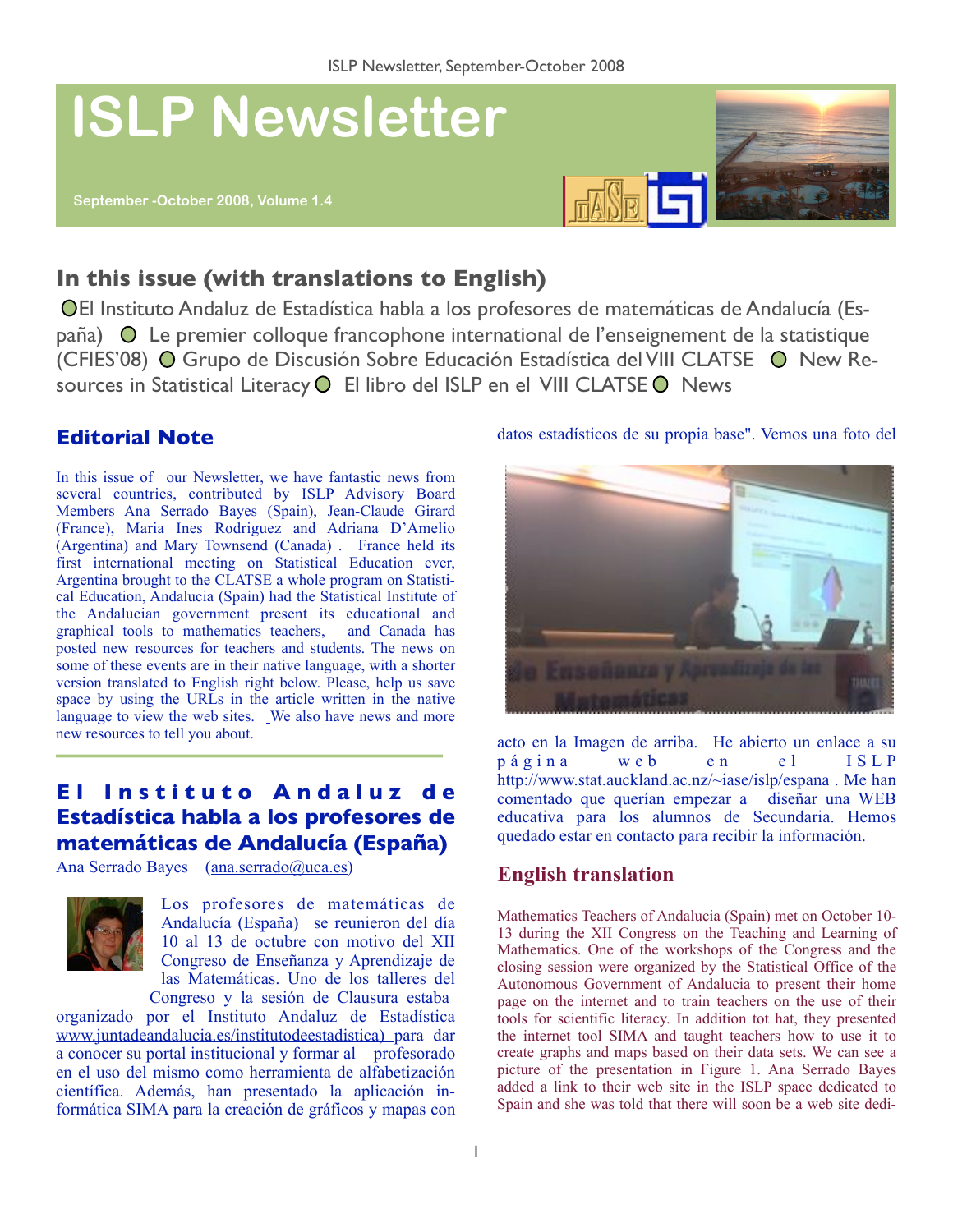# ISLP Newsletter

**September -October 2008, Volume 1.4**

## In this issue (with translations to English)

- El Instituto Andaluz de Estadística habla a los profesores de matemáticas de Andalucía (España)
- Le premier colloque francophone international de l'enseignement de la statistique (CFIES'08)
- Grupo de Discusión Sobre Educación Estadística del VIII CLATSE
- New Resources in Statistical Literacy
- El libro del ISLP en el VIII CLATSE
- News

## Editorial Note

In this issue of our Newsletter, we have fantastic news from several countries, contributed by ISLP Advisory Board Members Ana Serrado Bayes (Spain), Jean-Claude Girard (France), Maria Ines Rodriguez and Adriana D'Amelio (Argentina) and Mary Townsend (Canada). France held its first international meeting on Statistical Education ever, Argentina brought to the CLATSE a whole program on Statistical Education, Andalucia (Spain) had the Statistical Institute of the Andalucian government present its educational and graphical tools to mathematics teachers, and Canada has posted new resources for teachers and students. The news on some of these events are in their native language, with a shorter version translated to English right below. Please, help us save space by using the URLs in the article written in the native language to view the web sites. We also have news and more new resources to tell you about.

## El Instituto Andaluz de Estadística habla a los profesores de matemáticas de Andalucía (España)

Ana Serrado Bayes (ana.serrado@uca.es)

Los profesores de matemáticas de Andalucía (España) se reunieron del día 10 al 13 de octubre con motivo del XII Congreso de Enseñanza y Aprendizaje de las Matemáticas. Uno de los talleres del Congreso y la sesión de Clausura estaba organizado por el Instituto Andaluz de Estadística www.juntadeandalucia.es/institutodeestadistica) para dar a conocer su portal institucional y formar al profesorado en el uso del mismo como herramienta de alfabetización científica. Además, han presentado la aplicación informática SIMA para la creación de gráficos y mapas con datos estadísticos de su propia base". Vemos una foto del acto en la Imagen de arriba. He abierto un enlace a su página web en el ISLP http://www.stat.auckland.ac.nz/~iase/islp/espana . Me han comentado que querían empezar a diseñar una WEB educativa para los alumnos de Secundaria. Hemos quedado estar en contacto para recibir la información.

## English translation

Mathematics Teachers of Andalucia (Spain) met on October 10-13 during the XII Congress on the Teaching and Learning of Mathematics. One of the workshops of the Congress and the closing session were organized by the Statistical Office of the Autonomous Government of Andalucia to present their home page on the internet and to train teachers on the use of their tools for scientific literacy. In addition tot hat, they presented the internet tool SIMA and taught teachers how to use it to create graphs and maps based on their data sets. We can see a picture of the presentation in Figure 1. Ana Serrado Bayes added a link to their web site in the ISLP space dedicated to Spain and she was told that there will soon be a web site dedi-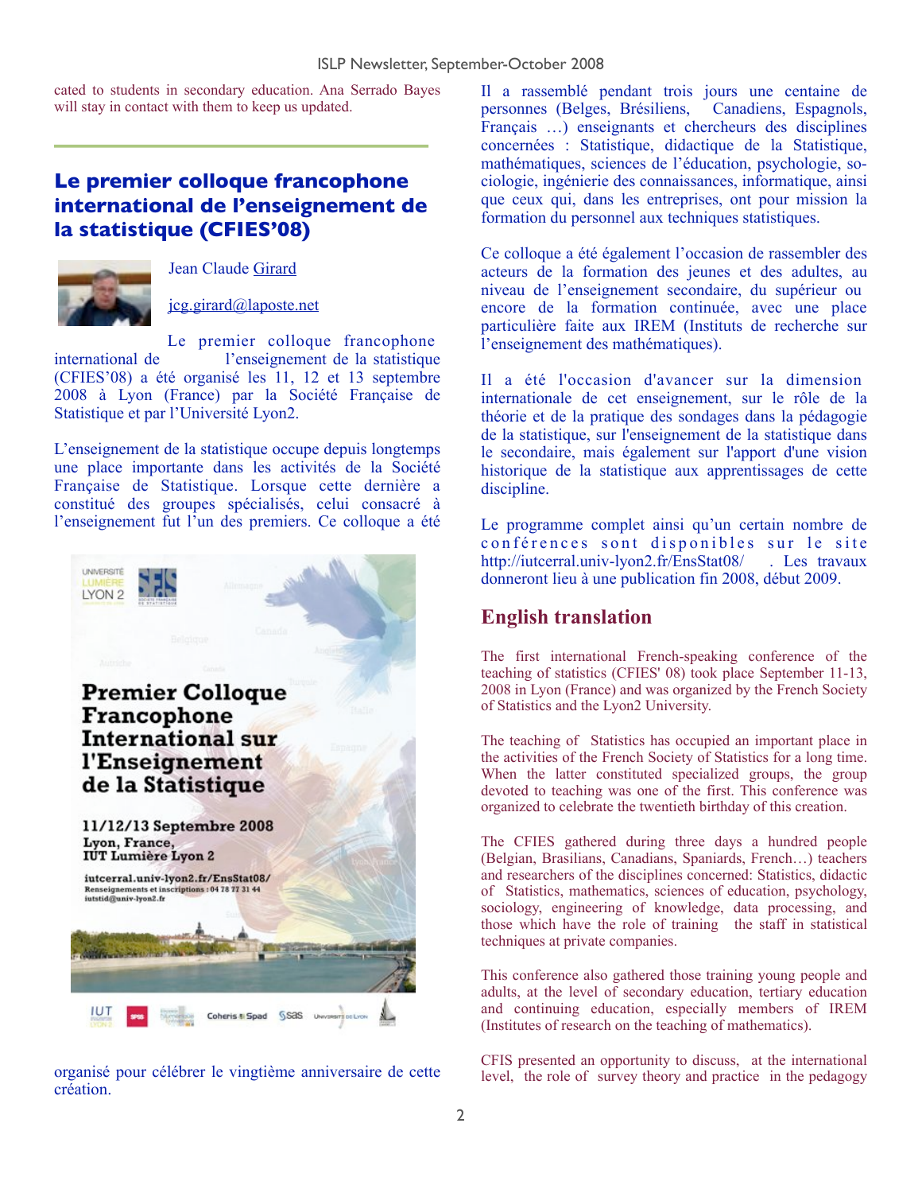cated to students in secondary education. Ana Serrado Bayes will stay in contact with them to keep us updated.

## Le premier colloque francophone international de l'enseignement de la statistique (CFIES'08)

Jean Claude Girard

jcg.girard@laposte.net

Le premier colloque francophone international de l'enseignement de la statistique (CFIES'08) a été organisé les 11, 12 et 13 septembre 2008 à Lyon (France) par la Société Française de Statistique et par l'Université Lyon2.

L'enseignement de la statistique occupe depuis longtemps une place importante dans les activités de la Société Française de Statistique. Lorsque cette dernière a constitué des groupes spécialisés, celui consacré à l'enseignement fut l'un des premiers. Ce colloque a été organisé pour célébrer le vingtième anniversaire de cette création.

Il a rassemblé pendant trois jours une centaine de personnes (Belges, Brésiliens, Canadiens, Espagnols, Français …) enseignants et chercheurs des disciplines concernées : Statistique, didactique de la Statistique, mathématiques, sciences de l'éducation, psychologie, sociologie, ingénierie des connaissances, informatique, ainsi que ceux qui, dans les entreprises, ont pour mission la formation du personnel aux techniques statistiques.

Ce colloque a été également l'occasion de rassembler des acteurs de la formation des jeunes et des adultes, au niveau de l'enseignement secondaire, du supérieur ou encore de la formation continuée, avec une place particulière faite aux IREM (Instituts de recherche sur l'enseignement des mathématiques).

Il a été l'occasion d'avancer sur la dimension internationale de cet enseignement, sur le rôle de la théorie et de la pratique des sondages dans la pédagogie de la statistique, sur l'enseignement de la statistique dans le secondaire, mais également sur l'apport d'une vision historique de la statistique aux apprentissages de cette discipline.

Le programme complet ainsi qu'un certain nombre de conférences sont disponibles sur le site http://iutcerral.univ-lyon2.fr/EnsStat08/ . Les travaux donneront lieu à une publication fin 2008, début 2009.

## English translation

The first international French-speaking conference of the teaching of statistics (CFIES' 08) took place September 11-13, 2008 in Lyon (France) and was organized by the French Society of Statistics and the Lyon2 University.

The teaching of Statistics has occupied an important place in the activities of the French Society of Statistics for a long time. When the latter constituted specialized groups, the group devoted to teaching was one of the first. This conference was organized to celebrate the twentieth birthday of this creation.

The CFIES gathered during three days a hundred people (Belgian, Brasilians, Canadians, Spaniards, French…) teachers and researchers of the disciplines concerned: Statistics, didactic of Statistics, mathematics, sciences of education, psychology, sociology, engineering of knowledge, data processing, and those which have the role of training the staff in statistical techniques at private companies.

This conference also gathered those training young people and adults, at the level of secondary education, tertiary education and continuing education, especially members of IREM (Institutes of research on the teaching of mathematics).

CFIS presented an opportunity to discuss, at the international level, the role of survey theory and practice in the pedagogy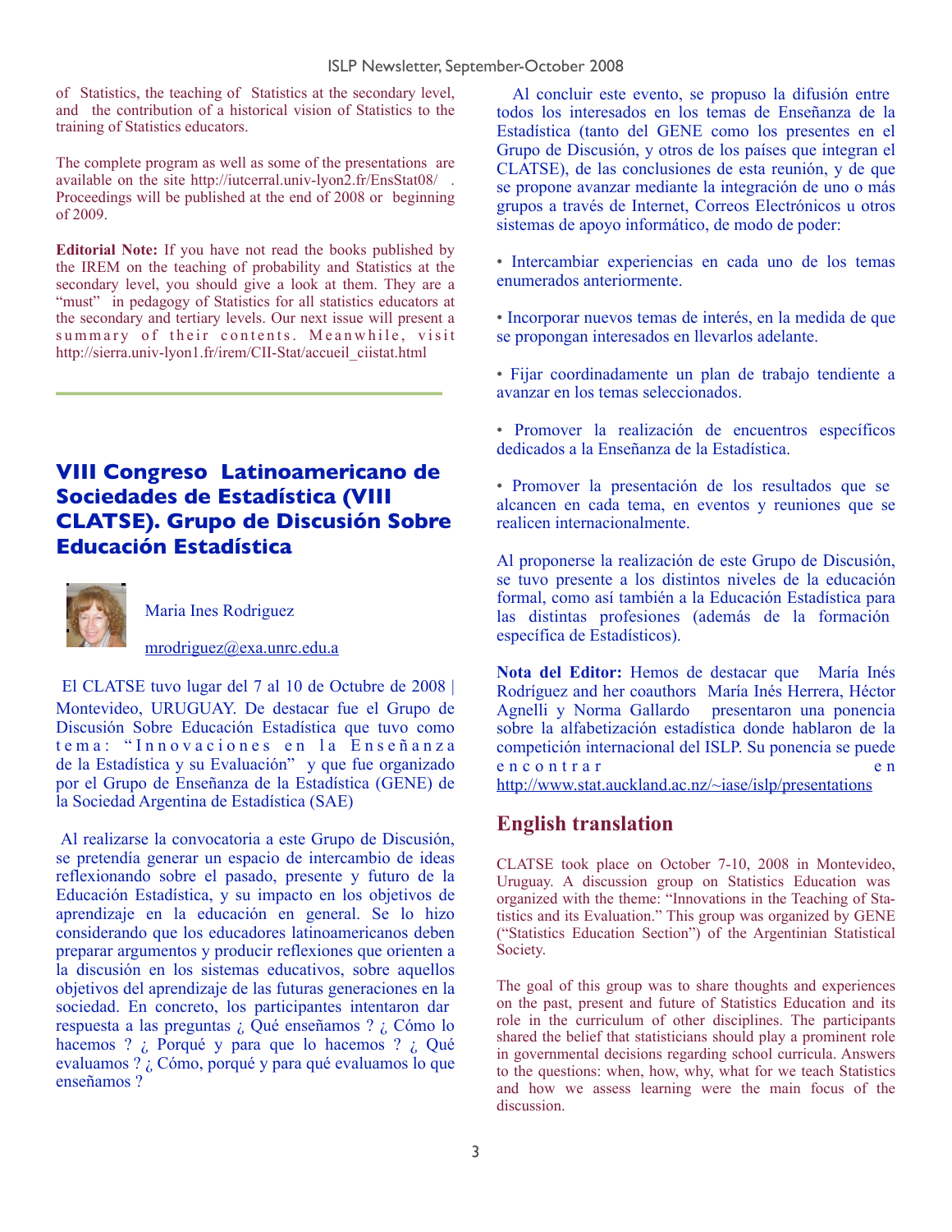of Statistics, the teaching of Statistics at the secondary level, and the contribution of a historical vision of Statistics to the training of Statistics educators.

The complete program as well as some of the presentations are available on the site http://iutcerral.univ-lyon2.fr/EnsStat08/ . Proceedings will be published at the end of 2008 or beginning of 2009.

**Editorial Note:** If you have not read the books published by the IREM on the teaching of probability and Statistics at the secondary level, you should give a look at them. They are a "must" in pedagogy of Statistics for all statistics educators at the secondary and tertiary levels. Our next issue will present a summary of their contents. Meanwhile, visit http://sierra.univ-lyon1.fr/irem/CII-Stat/accueil_ciistat.html

## VIII Congreso Latinoamericano de Sociedades de Estadística (VIII CLATSE). Grupo de Discusión Sobre Educación Estadística

Maria Ines Rodriguez

mrodriguez@exa.unrc.edu.a

El CLATSE tuvo lugar del 7 al 10 de Octubre de 2008 | Montevideo, URUGUAY. De destacar fue el Grupo de Discusión Sobre Educación Estadística que tuvo como tema: "Innovaciones en la Enseñanza de la Estadística y su Evaluación" y que fue organizado por el Grupo de Enseñanza de la Estadística (GENE) de la Sociedad Argentina de Estadística (SAE)

Al realizarse la convocatoria a este Grupo de Discusión, se pretendía generar un espacio de intercambio de ideas reflexionando sobre el pasado, presente y futuro de la Educación Estadística, y su impacto en los objetivos de aprendizaje en la educación en general. Se lo hizo considerando que los educadores latinoamericanos deben preparar argumentos y producir reflexiones que orienten a la discusión en los sistemas educativos, sobre aquellos objetivos del aprendizaje de las futuras generaciones en la sociedad. En concreto, los participantes intentaron dar respuesta a las preguntas ¿ Qué enseñamos ? ¿ Cómo lo hacemos ? ¿ Porqué y para que lo hacemos ? ¿ Qué evaluamos ? ¿ Cómo, porqué y para qué evaluamos lo que enseñamos ?

Al concluir este evento, se propuso la difusión entre todos los interesados en los temas de Enseñanza de la Estadística (tanto del GENE como los presentes en el Grupo de Discusión, y otros de los países que integran el CLATSE), de las conclusiones de esta reunión, y de que se propone avanzar mediante la integración de uno o más grupos a través de Internet, Correos Electrónicos u otros sistemas de apoyo informático, de modo de poder:

- Intercambiar experiencias en cada uno de los temas enumerados anteriormente.
- Incorporar nuevos temas de interés, en la medida de que se propongan interesados en llevarlos adelante.
- Fijar coordinadamente un plan de trabajo tendiente a avanzar en los temas seleccionados.
- Promover la realización de encuentros específicos dedicados a la Enseñanza de la Estadística.
- Promover la presentación de los resultados que se alcancen en cada tema, en eventos y reuniones que se realicen internacionalmente.

Al proponerse la realización de este Grupo de Discusión, se tuvo presente a los distintos niveles de la educación formal, como así también a la Educación Estadística para las distintas profesiones (además de la formación específica de Estadísticos).

**Nota del Editor:** Hemos de destacar que María Inés Rodríguez and her coauthors María Inés Herrera, Héctor Agnelli y Norma Gallardo presentaron una ponencia sobre la alfabetización estadística donde hablaron de la competición internacional del ISLP. Su ponencia se puede encontrar en http://www.stat.auckland.ac.nz/~iase/islp/presentations

## English translation

CLATSE took place on October 7-10, 2008 in Montevideo, Uruguay. A discussion group on Statistics Education was organized with the theme: "Innovations in the Teaching of Statistics and its Evaluation." This group was organized by GENE ("Statistics Education Section") of the Argentinian Statistical Society.

The goal of this group was to share thoughts and experiences on the past, present and future of Statistics Education and its role in the curriculum of other disciplines. The participants shared the belief that statisticians should play a prominent role in governmental decisions regarding school curricula. Answers to the questions: when, how, why, what for we teach Statistics and how we assess learning were the main focus of the discussion.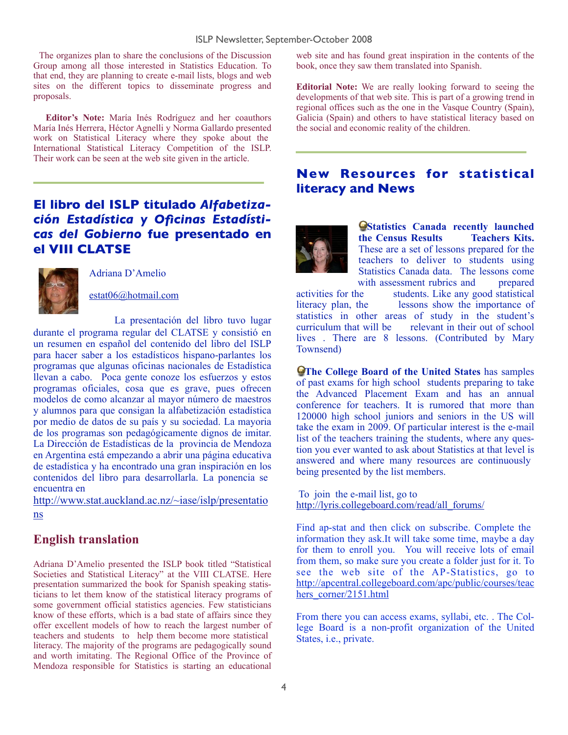The organizes plan to share the conclusions of the Discussion Group among all those interested in Statistics Education. To that end, they are planning to create e-mail lists, blogs and web sites on the different topics to disseminate progress and proposals.

**Editor's Note:** María Inés Rodríguez and her coauthors María Inés Herrera, Héctor Agnelli y Norma Gallardo presented work on Statistical Literacy where they spoke about the International Statistical Literacy Competition of the ISLP. Their work can be seen at the web site given in the article.

## El libro del ISLP titulado *Alfabetización Estadística y Oficinas Estadísticas del Gobierno* fue presentado en el VIII CLATSE

Adriana D'Amelio

estat06@hotmail.com

La presentación del libro tuvo lugar durante el programa regular del CLATSE y consistió en un resumen en español del contenido del libro del ISLP para hacer saber a los estadísticos hispano-parlantes los programas que algunas oficinas nacionales de Estadística llevan a cabo. Poca gente conoze los esfuerzos y estos programas oficiales, cosa que es grave, pues ofrecen modelos de como alcanzar al mayor número de maestros y alumnos para que consigan la alfabetización estadística por medio de datos de su país y su sociedad. La mayoria de los programas son pedagógicamente dignos de imitar. La Dirección de Estadísticas de la provincia de Mendoza en Argentina está empezando a abrir una página educativa de estadística y ha encontrado una gran inspiración en los contenidos del libro para desarrollarla. La ponencia se encuentra en

http://www.stat.auckland.ac.nz/~iase/islp/presentations

### English translation

Adriana D'Amelio presented the ISLP book titled "Statistical Societies and Statistical Literacy" at the VIII CLATSE. Here presentation summarized the book for Spanish speaking statisticians to let them know of the statistical literacy programs of some government official statistics agencies. Few statisticians know of these efforts, which is a bad state of affairs since they offer excellent models of how to reach the largest number of teachers and students to help them become more statistical literacy. The majority of the programs are pedagogically sound and worth imitating. The Regional Office of the Province of Mendoza responsible for Statistics is starting an educational web site and has found great inspiration in the contents of the book, once they saw them translated into Spanish.

**Editorial Note:** We are really looking forward to seeing the developments of that web site. This is part of a growing trend in regional offices such as the one in the Vasque Country (Spain), Galicia (Spain) and others to have statistical literacy based on the social and economic reality of the children.

## New Resources for statistical literacy and News

**Statistics Canada recently launched the Census Results Teachers Kits.** These are a set of lessons prepared for the teachers to deliver to students using Statistics Canada data. The lessons come with assessment rubrics and prepared activities for the students. Like any good statistical literacy plan, the lessons show the importance of statistics in other areas of study in the student's curriculum that will be relevant in their out of school lives . There are 8 lessons. (Contributed by Mary Townsend)

**The College Board of the United States** has samples of past exams for high school students preparing to take the Advanced Placement Exam and has an annual conference for teachers. It is rumored that more than 120000 high school juniors and seniors in the US will take the exam in 2009. Of particular interest is the e-mail list of the teachers training the students, where any question you ever wanted to ask about Statistics at that level is answered and where many resources are continuously being presented by the list members.

To join the e-mail list, go to
http://lyris.collegeboard.com/read/all_forums/

Find ap-stat and then click on subscribe. Complete the information they ask.It will take some time, maybe a day for them to enroll you. You will receive lots of email from them, so make sure you create a folder just for it. To see the web site of the AP-Statistics, go to http://apcentral.collegeboard.com/apc/public/courses/teachers_corner/2151.html

From there you can access exams, syllabi, etc. . The College Board is a non-profit organization of the United States, i.e., private.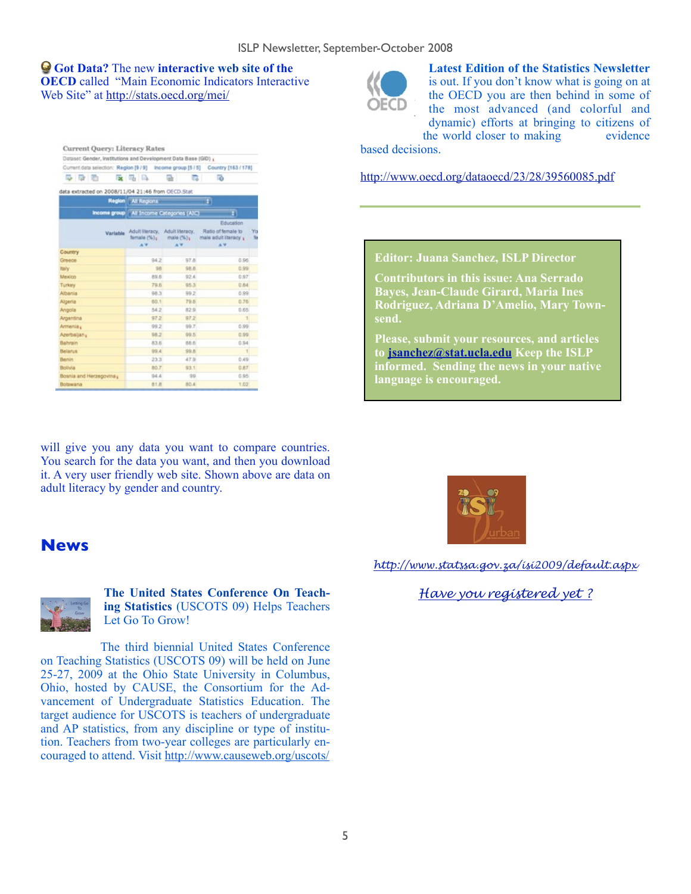**Got Data?** The new **interactive web site of the OECD** called "Main Economic Indicators Interactive Web Site" at http://stats.oecd.org/mei/

Current Query: Literacy Rates

Dataset: Gender, Institutions and Development Data Base (GID)

Current data selection: Region [9 / 9] Income group [5 / 5] Country [163 / 178]

data extracted on 2008/11/04 21:46 from OECD.Stat

Region: All Regions

Income group: All Income Categories (AIC)

| Country | Adult literacy, female (%) | Adult literacy, male (%) | Ratio of female to male adult literacy |
|---|---|---|---|
| Greece | 94.2 | 97.8 | 0.96 |
| Italy | 98 | 98.8 | 0.99 |
| Mexico | 89.6 | 92.4 | 0.97 |
| Turkey | 79.6 | 95.3 | 0.84 |
| Albania | 98.3 | 99.2 | 0.99 |
| Algeria | 60.1 | 79.6 | 0.76 |
| Angola | 54.2 | 82.9 | 0.65 |
| Argentina | 97.2 | 97.2 | 1 |
| Armenia | 99.2 | 99.7 | 0.99 |
| Azerbaijan | 98.2 | 99.5 | 0.99 |
| Bahrain | 83.6 | 88.6 | 0.94 |
| Belarus | 99.4 | 99.8 | 1 |
| Benin | 23.3 | 47.9 | 0.49 |
| Bolivia | 80.7 | 93.1 | 0.87 |
| Bosnia and Herzegovina | 94.4 | 99 | 0.95 |
| Botswana | 81.8 | 80.4 | 1.02 |

will give you any data you want to compare countries. You search for the data you want, and then you download it. A very user friendly web site. Shown above are data on adult literacy by gender and country.

**Latest Edition of the Statistics Newsletter** is out. If you don't know what is going on at the OECD you are then behind in some of the most advanced (and colorful and dynamic) efforts at bringing to citizens of the world closer to making evidence based decisions.

http://www.oecd.org/dataoecd/23/28/39560085.pdf

**Editor: Juana Sanchez, ISLP Director**

**Contributors in this issue: Ana Serrado Bayes, Jean-Claude Girard, Maria Ines Rodriguez, Adriana D'Amelio, Mary Townsend.**

**Please, submit your resources, and articles to jsanchez@stat.ucla.edu Keep the ISLP informed. Sending the news in your native language is encouraged.**

## News

**The United States Conference On Teaching Statistics** (USCOTS 09) Helps Teachers Let Go To Grow!

The third biennial United States Conference on Teaching Statistics (USCOTS 09) will be held on June 25-27, 2009 at the Ohio State University in Columbus, Ohio, hosted by CAUSE, the Consortium for the Advancement of Undergraduate Statistics Education. The target audience for USCOTS is teachers of undergraduate and AP statistics, from any discipline or type of institution. Teachers from two-year colleges are particularly encouraged to attend. Visit http://www.causeweb.org/uscots/

*http://www.statssa.gov.za/isi2009/default.aspx*

*Have you registered yet ?*